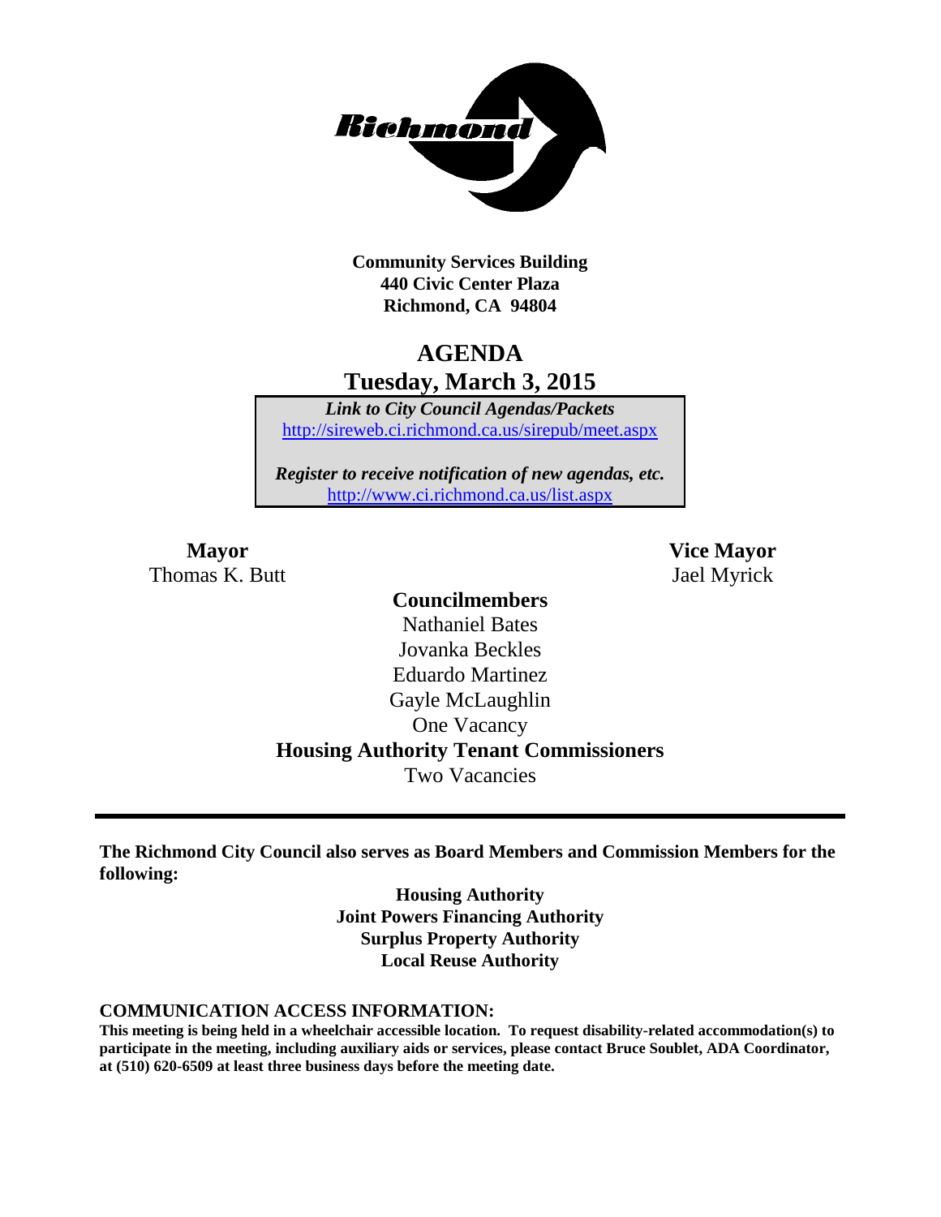**Community Services Building**
**440 Civic Center Plaza**
**Richmond, CA 94804**

# AGENDA
## Tuesday, March 3, 2015

***Link to City Council Agendas/Packets***
http://sireweb.ci.richmond.ca.us/sirepub/meet.aspx

***Register to receive notification of new agendas, etc.***
http://www.ci.richmond.ca.us/list.aspx

**Mayor**
Thomas K. Butt

**Vice Mayor**
Jael Myrick

**Councilmembers**
Nathaniel Bates
Jovanka Beckles
Eduardo Martinez
Gayle McLaughlin
One Vacancy

**Housing Authority Tenant Commissioners**
Two Vacancies

---

**The Richmond City Council also serves as Board Members and Commission Members for the following:**

**Housing Authority**
**Joint Powers Financing Authority**
**Surplus Property Authority**
**Local Reuse Authority**

**COMMUNICATION ACCESS INFORMATION:**

**This meeting is being held in a wheelchair accessible location. To request disability-related accommodation(s) to participate in the meeting, including auxiliary aids or services, please contact Bruce Soublet, ADA Coordinator, at (510) 620-6509 at least three business days before the meeting date.**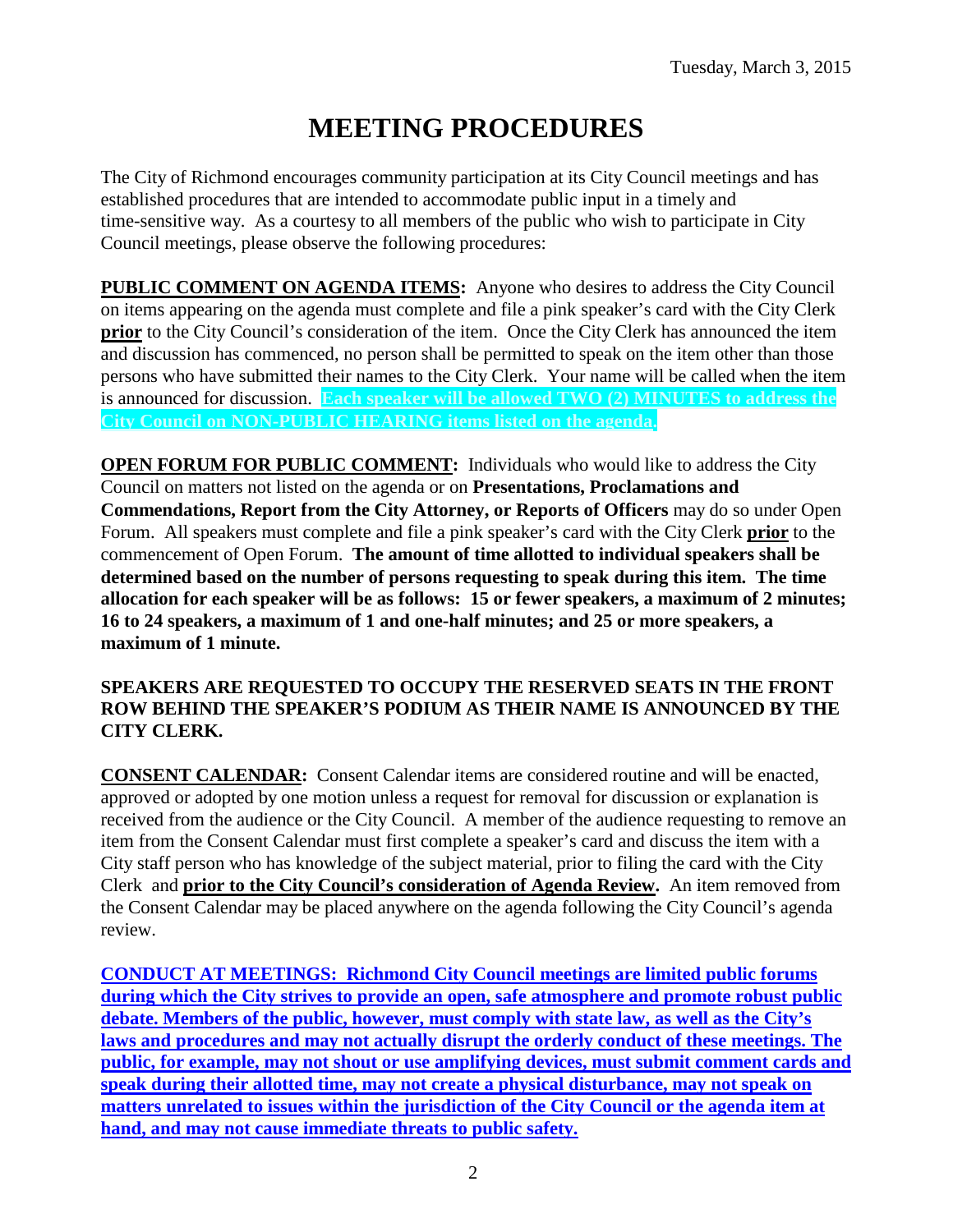# MEETING PROCEDURES

The City of Richmond encourages community participation at its City Council meetings and has established procedures that are intended to accommodate public input in a timely and time-sensitive way. As a courtesy to all members of the public who wish to participate in City Council meetings, please observe the following procedures:

**PUBLIC COMMENT ON AGENDA ITEMS:** Anyone who desires to address the City Council on items appearing on the agenda must complete and file a pink speaker's card with the City Clerk **prior** to the City Council's consideration of the item. Once the City Clerk has announced the item and discussion has commenced, no person shall be permitted to speak on the item other than those persons who have submitted their names to the City Clerk. Your name will be called when the item is announced for discussion. **Each speaker will be allowed TWO (2) MINUTES to address the City Council on NON-PUBLIC HEARING items listed on the agenda.**

**OPEN FORUM FOR PUBLIC COMMENT:** Individuals who would like to address the City Council on matters not listed on the agenda or on **Presentations, Proclamations and Commendations, Report from the City Attorney, or Reports of Officers** may do so under Open Forum. All speakers must complete and file a pink speaker's card with the City Clerk **prior** to the commencement of Open Forum. **The amount of time allotted to individual speakers shall be determined based on the number of persons requesting to speak during this item. The time allocation for each speaker will be as follows: 15 or fewer speakers, a maximum of 2 minutes; 16 to 24 speakers, a maximum of 1 and one-half minutes; and 25 or more speakers, a maximum of 1 minute.**

**SPEAKERS ARE REQUESTED TO OCCUPY THE RESERVED SEATS IN THE FRONT ROW BEHIND THE SPEAKER'S PODIUM AS THEIR NAME IS ANNOUNCED BY THE CITY CLERK.**

**CONSENT CALENDAR:** Consent Calendar items are considered routine and will be enacted, approved or adopted by one motion unless a request for removal for discussion or explanation is received from the audience or the City Council. A member of the audience requesting to remove an item from the Consent Calendar must first complete a speaker's card and discuss the item with a City staff person who has knowledge of the subject material, prior to filing the card with the City Clerk and **prior to the City Council's consideration of Agenda Review.** An item removed from the Consent Calendar may be placed anywhere on the agenda following the City Council's agenda review.

**CONDUCT AT MEETINGS: Richmond City Council meetings are limited public forums during which the City strives to provide an open, safe atmosphere and promote robust public debate. Members of the public, however, must comply with state law, as well as the City's laws and procedures and may not actually disrupt the orderly conduct of these meetings. The public, for example, may not shout or use amplifying devices, must submit comment cards and speak during their allotted time, may not create a physical disturbance, may not speak on matters unrelated to issues within the jurisdiction of the City Council or the agenda item at hand, and may not cause immediate threats to public safety.**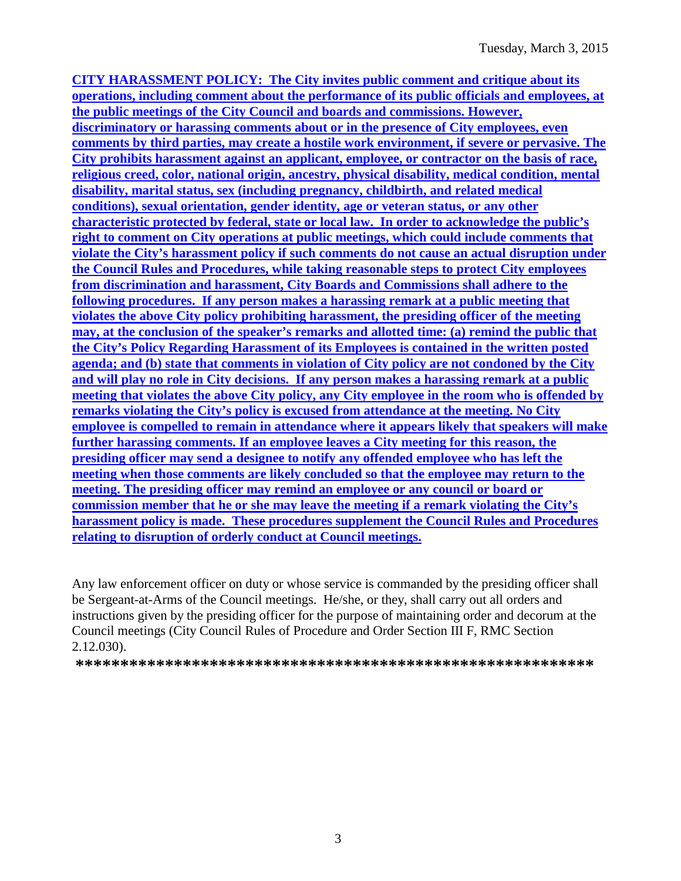**CITY HARASSMENT POLICY: The City invites public comment and critique about its operations, including comment about the performance of its public officials and employees, at the public meetings of the City Council and boards and commissions. However, discriminatory or harassing comments about or in the presence of City employees, even comments by third parties, may create a hostile work environment, if severe or pervasive. The City prohibits harassment against an applicant, employee, or contractor on the basis of race, religious creed, color, national origin, ancestry, physical disability, medical condition, mental disability, marital status, sex (including pregnancy, childbirth, and related medical conditions), sexual orientation, gender identity, age or veteran status, or any other characteristic protected by federal, state or local law. In order to acknowledge the public's right to comment on City operations at public meetings, which could include comments that violate the City's harassment policy if such comments do not cause an actual disruption under the Council Rules and Procedures, while taking reasonable steps to protect City employees from discrimination and harassment, City Boards and Commissions shall adhere to the following procedures. If any person makes a harassing remark at a public meeting that violates the above City policy prohibiting harassment, the presiding officer of the meeting may, at the conclusion of the speaker's remarks and allotted time: (a) remind the public that the City's Policy Regarding Harassment of its Employees is contained in the written posted agenda; and (b) state that comments in violation of City policy are not condoned by the City and will play no role in City decisions. If any person makes a harassing remark at a public meeting that violates the above City policy, any City employee in the room who is offended by remarks violating the City's policy is excused from attendance at the meeting. No City employee is compelled to remain in attendance where it appears likely that speakers will make further harassing comments. If an employee leaves a City meeting for this reason, the presiding officer may send a designee to notify any offended employee who has left the meeting when those comments are likely concluded so that the employee may return to the meeting. The presiding officer may remind an employee or any council or board or commission member that he or she may leave the meeting if a remark violating the City's harassment policy is made. These procedures supplement the Council Rules and Procedures relating to disruption of orderly conduct at Council meetings.**

Any law enforcement officer on duty or whose service is commanded by the presiding officer shall be Sergeant-at-Arms of the Council meetings. He/she, or they, shall carry out all orders and instructions given by the presiding officer for the purpose of maintaining order and decorum at the Council meetings (City Council Rules of Procedure and Order Section III F, RMC Section 2.12.030).

**\*\*\*\*\*\*\*\*\*\*\*\*\*\*\*\*\*\*\*\*\*\*\*\*\*\*\*\*\*\*\*\*\*\*\*\*\*\*\*\*\*\*\*\*\*\*\*\*\*\*\*\*\*\*\*\*\*\***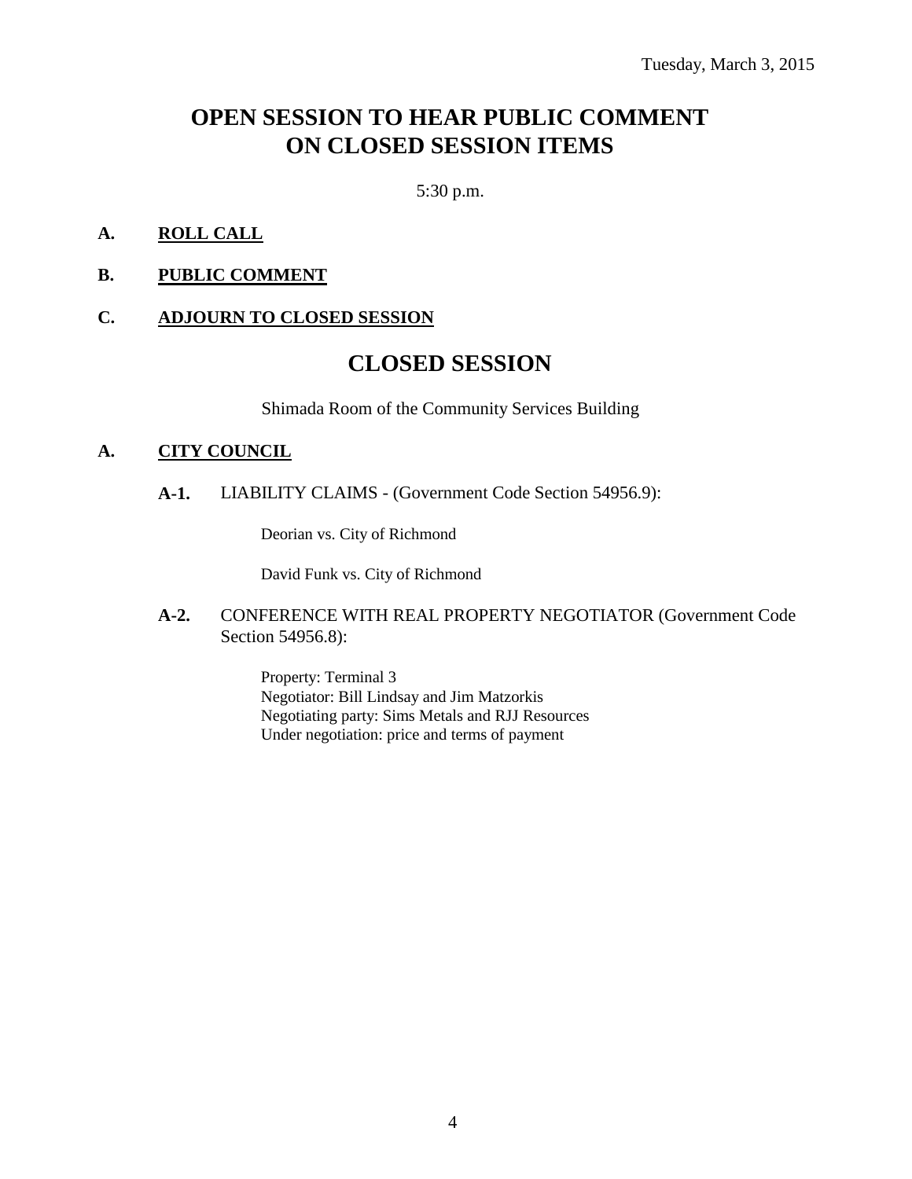Tuesday, March 3, 2015

# OPEN SESSION TO HEAR PUBLIC COMMENT ON CLOSED SESSION ITEMS

5:30 p.m.

**A. ROLL CALL**

**B. PUBLIC COMMENT**

**C. ADJOURN TO CLOSED SESSION**

# CLOSED SESSION

Shimada Room of the Community Services Building

**A. CITY COUNCIL**

**A-1.** LIABILITY CLAIMS - (Government Code Section 54956.9):

Deorian vs. City of Richmond

David Funk vs. City of Richmond

**A-2.** CONFERENCE WITH REAL PROPERTY NEGOTIATOR (Government Code Section 54956.8):

Property: Terminal 3
Negotiator: Bill Lindsay and Jim Matzorkis
Negotiating party: Sims Metals and RJJ Resources
Under negotiation: price and terms of payment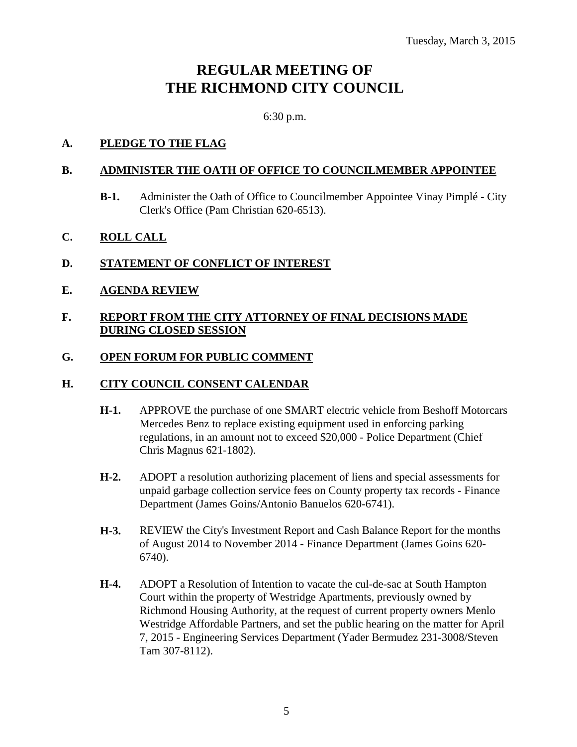Tuesday, March 3, 2015

# REGULAR MEETING OF THE RICHMOND CITY COUNCIL

6:30 p.m.

## A. PLEDGE TO THE FLAG

## B. ADMINISTER THE OATH OF OFFICE TO COUNCILMEMBER APPOINTEE

**B-1.** Administer the Oath of Office to Councilmember Appointee Vinay Pimplé - City Clerk's Office (Pam Christian 620-6513).

## C. ROLL CALL

## D. STATEMENT OF CONFLICT OF INTEREST

## E. AGENDA REVIEW

## F. REPORT FROM THE CITY ATTORNEY OF FINAL DECISIONS MADE DURING CLOSED SESSION

## G. OPEN FORUM FOR PUBLIC COMMENT

## H. CITY COUNCIL CONSENT CALENDAR

**H-1.** APPROVE the purchase of one SMART electric vehicle from Beshoff Motorcars Mercedes Benz to replace existing equipment used in enforcing parking regulations, in an amount not to exceed $20,000 - Police Department (Chief Chris Magnus 621-1802).

**H-2.** ADOPT a resolution authorizing placement of liens and special assessments for unpaid garbage collection service fees on County property tax records - Finance Department (James Goins/Antonio Banuelos 620-6741).

**H-3.** REVIEW the City's Investment Report and Cash Balance Report for the months of August 2014 to November 2014 - Finance Department (James Goins 620-6740).

**H-4.** ADOPT a Resolution of Intention to vacate the cul-de-sac at South Hampton Court within the property of Westridge Apartments, previously owned by Richmond Housing Authority, at the request of current property owners Menlo Westridge Affordable Partners, and set the public hearing on the matter for April 7, 2015 - Engineering Services Department (Yader Bermudez 231-3008/Steven Tam 307-8112).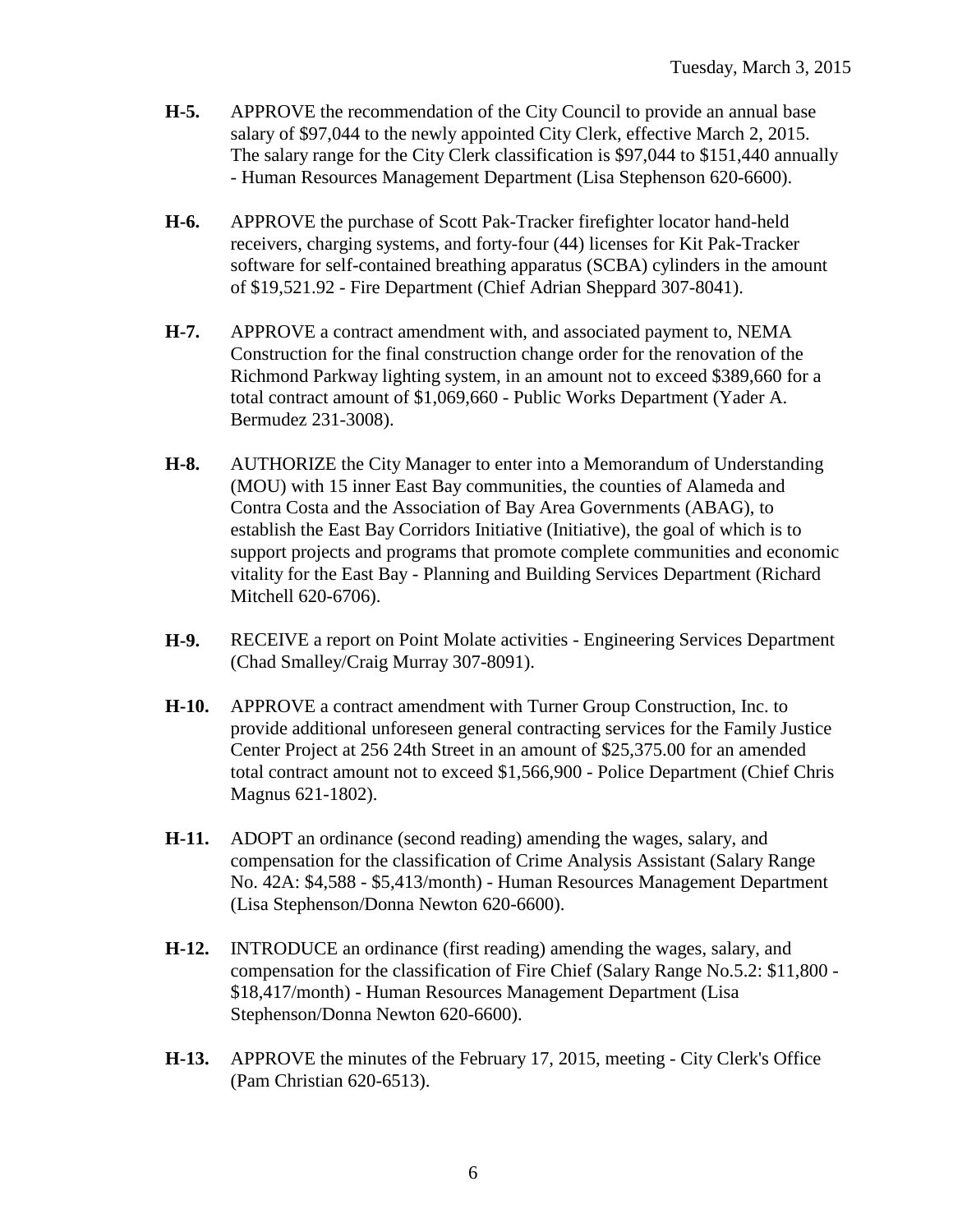**H-5.** APPROVE the recommendation of the City Council to provide an annual base salary of $97,044 to the newly appointed City Clerk, effective March 2, 2015. The salary range for the City Clerk classification is $97,044 to $151,440 annually - Human Resources Management Department (Lisa Stephenson 620-6600).

**H-6.** APPROVE the purchase of Scott Pak-Tracker firefighter locator hand-held receivers, charging systems, and forty-four (44) licenses for Kit Pak-Tracker software for self-contained breathing apparatus (SCBA) cylinders in the amount of $19,521.92 - Fire Department (Chief Adrian Sheppard 307-8041).

**H-7.** APPROVE a contract amendment with, and associated payment to, NEMA Construction for the final construction change order for the renovation of the Richmond Parkway lighting system, in an amount not to exceed $389,660 for a total contract amount of $1,069,660 - Public Works Department (Yader A. Bermudez 231-3008).

**H-8.** AUTHORIZE the City Manager to enter into a Memorandum of Understanding (MOU) with 15 inner East Bay communities, the counties of Alameda and Contra Costa and the Association of Bay Area Governments (ABAG), to establish the East Bay Corridors Initiative (Initiative), the goal of which is to support projects and programs that promote complete communities and economic vitality for the East Bay - Planning and Building Services Department (Richard Mitchell 620-6706).

**H-9.** RECEIVE a report on Point Molate activities - Engineering Services Department (Chad Smalley/Craig Murray 307-8091).

**H-10.** APPROVE a contract amendment with Turner Group Construction, Inc. to provide additional unforeseen general contracting services for the Family Justice Center Project at 256 24th Street in an amount of $25,375.00 for an amended total contract amount not to exceed $1,566,900 - Police Department (Chief Chris Magnus 621-1802).

**H-11.** ADOPT an ordinance (second reading) amending the wages, salary, and compensation for the classification of Crime Analysis Assistant (Salary Range No. 42A: $4,588 - $5,413/month) - Human Resources Management Department (Lisa Stephenson/Donna Newton 620-6600).

**H-12.** INTRODUCE an ordinance (first reading) amending the wages, salary, and compensation for the classification of Fire Chief (Salary Range No.5.2: $11,800 - $18,417/month) - Human Resources Management Department (Lisa Stephenson/Donna Newton 620-6600).

**H-13.** APPROVE the minutes of the February 17, 2015, meeting - City Clerk's Office (Pam Christian 620-6513).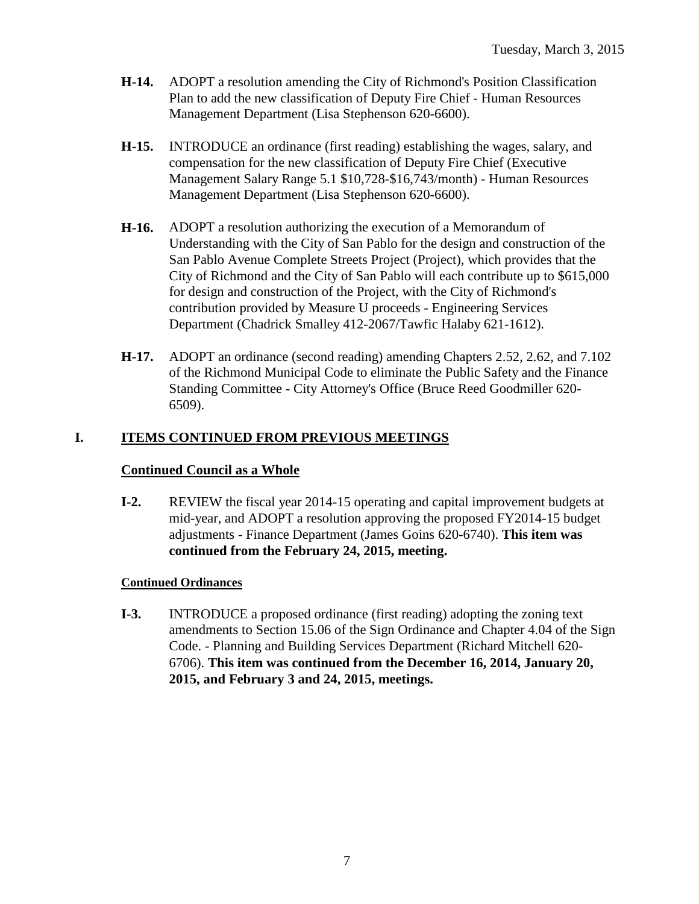**H-14.** ADOPT a resolution amending the City of Richmond's Position Classification Plan to add the new classification of Deputy Fire Chief - Human Resources Management Department (Lisa Stephenson 620-6600).

**H-15.** INTRODUCE an ordinance (first reading) establishing the wages, salary, and compensation for the new classification of Deputy Fire Chief (Executive Management Salary Range 5.1 $10,728-$16,743/month) - Human Resources Management Department (Lisa Stephenson 620-6600).

**H-16.** ADOPT a resolution authorizing the execution of a Memorandum of Understanding with the City of San Pablo for the design and construction of the San Pablo Avenue Complete Streets Project (Project), which provides that the City of Richmond and the City of San Pablo will each contribute up to $615,000 for design and construction of the Project, with the City of Richmond's contribution provided by Measure U proceeds - Engineering Services Department (Chadrick Smalley 412-2067/Tawfic Halaby 621-1612).

**H-17.** ADOPT an ordinance (second reading) amending Chapters 2.52, 2.62, and 7.102 of the Richmond Municipal Code to eliminate the Public Safety and the Finance Standing Committee - City Attorney's Office (Bruce Reed Goodmiller 620-6509).

## I. ITEMS CONTINUED FROM PREVIOUS MEETINGS

### Continued Council as a Whole

**I-2.** REVIEW the fiscal year 2014-15 operating and capital improvement budgets at mid-year, and ADOPT a resolution approving the proposed FY2014-15 budget adjustments - Finance Department (James Goins 620-6740). **This item was continued from the February 24, 2015, meeting.**

### Continued Ordinances

**I-3.** INTRODUCE a proposed ordinance (first reading) adopting the zoning text amendments to Section 15.06 of the Sign Ordinance and Chapter 4.04 of the Sign Code. - Planning and Building Services Department (Richard Mitchell 620-6706). **This item was continued from the December 16, 2014, January 20, 2015, and February 3 and 24, 2015, meetings.**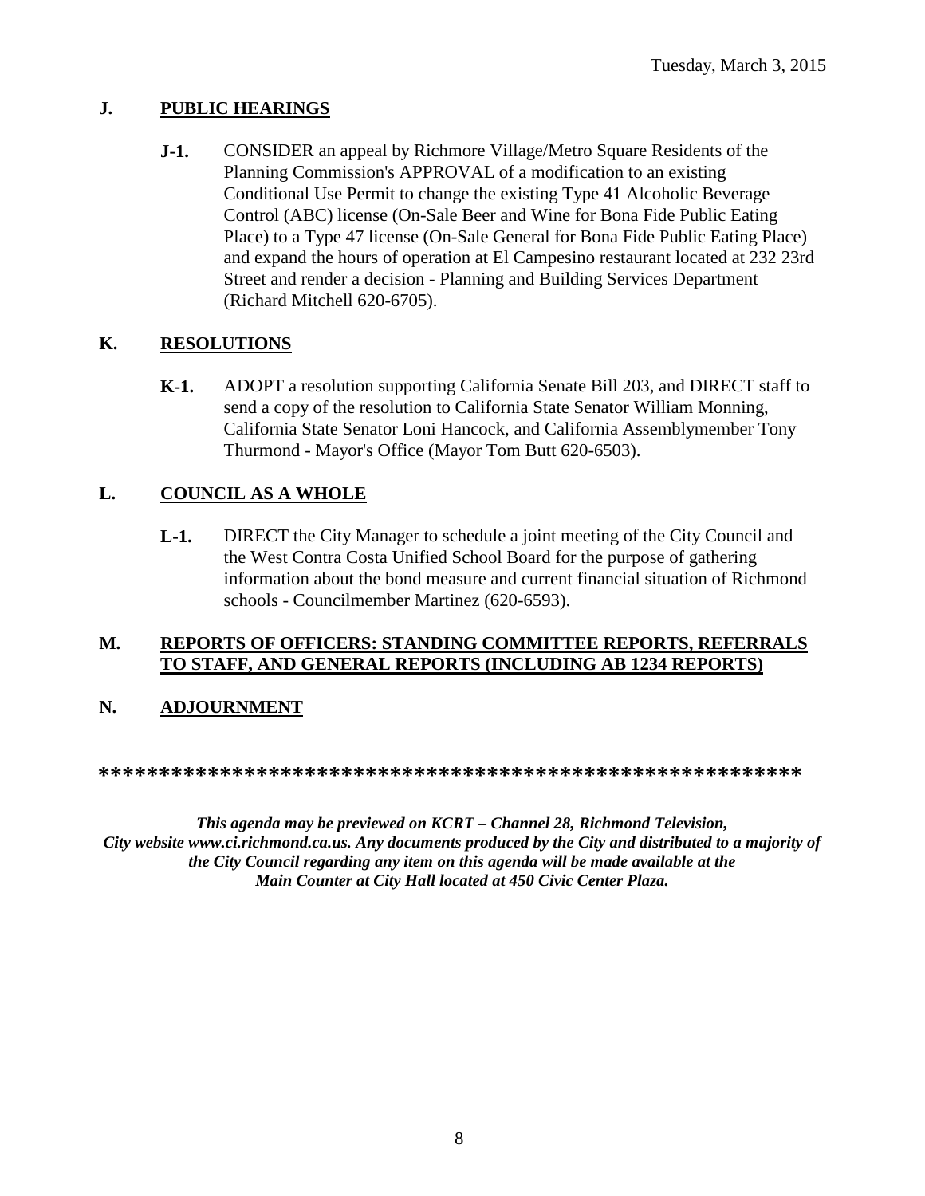## J. PUBLIC HEARINGS

**J-1.** CONSIDER an appeal by Richmore Village/Metro Square Residents of the Planning Commission's APPROVAL of a modification to an existing Conditional Use Permit to change the existing Type 41 Alcoholic Beverage Control (ABC) license (On-Sale Beer and Wine for Bona Fide Public Eating Place) to a Type 47 license (On-Sale General for Bona Fide Public Eating Place) and expand the hours of operation at El Campesino restaurant located at 232 23rd Street and render a decision - Planning and Building Services Department (Richard Mitchell 620-6705).

## K. RESOLUTIONS

**K-1.** ADOPT a resolution supporting California Senate Bill 203, and DIRECT staff to send a copy of the resolution to California State Senator William Monning, California State Senator Loni Hancock, and California Assemblymember Tony Thurmond - Mayor's Office (Mayor Tom Butt 620-6503).

## L. COUNCIL AS A WHOLE

**L-1.** DIRECT the City Manager to schedule a joint meeting of the City Council and the West Contra Costa Unified School Board for the purpose of gathering information about the bond measure and current financial situation of Richmond schools - Councilmember Martinez (620-6593).

## M. REPORTS OF OFFICERS: STANDING COMMITTEE REPORTS, REFERRALS TO STAFF, AND GENERAL REPORTS (INCLUDING AB 1234 REPORTS)

## N. ADJOURNMENT

**********************************************************

***This agenda may be previewed on KCRT – Channel 28, Richmond Television, City website www.ci.richmond.ca.us. Any documents produced by the City and distributed to a majority of the City Council regarding any item on this agenda will be made available at the Main Counter at City Hall located at 450 Civic Center Plaza.***